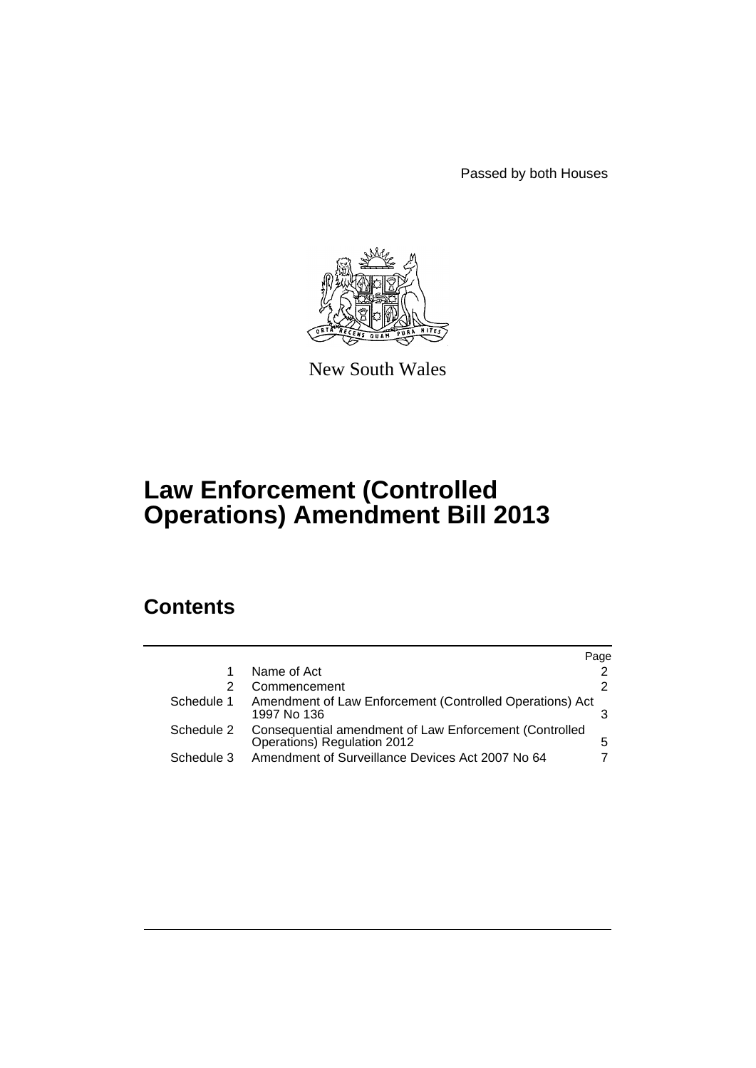Passed by both Houses

New South Wales

# Law Enforcement (Controlled Operations) Amendment Bill 2013

## Contents

| | | Page |
|---|---|---|
| 1 | Name of Act | 2 |
| 2 | Commencement | 2 |
| Schedule 1 | Amendment of Law Enforcement (Controlled Operations) Act 1997 No 136 | 3 |
| Schedule 2 | Consequential amendment of Law Enforcement (Controlled Operations) Regulation 2012 | 5 |
| Schedule 3 | Amendment of Surveillance Devices Act 2007 No 64 | 7 |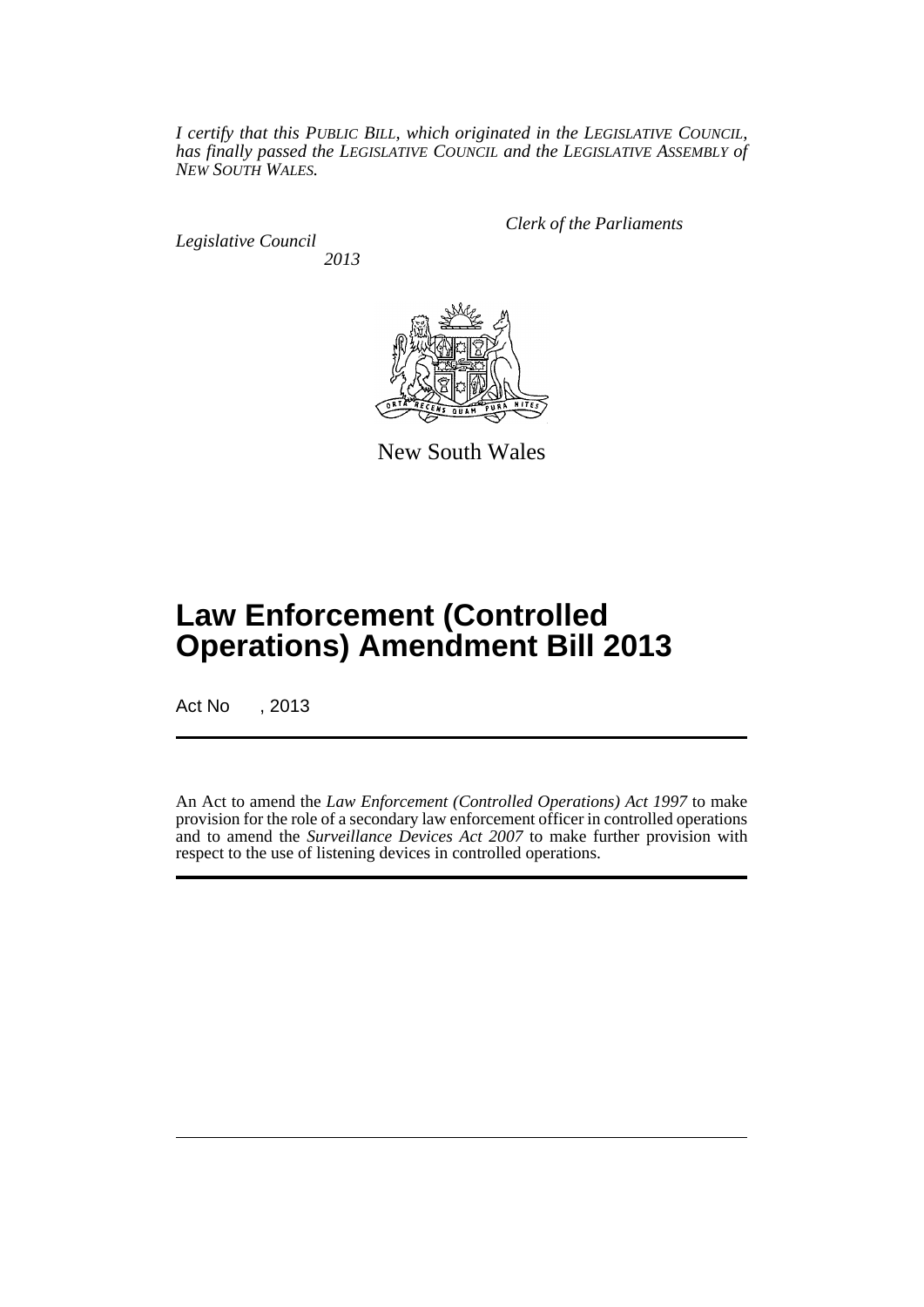*I certify that this PUBLIC BILL, which originated in the LEGISLATIVE COUNCIL, has finally passed the LEGISLATIVE COUNCIL and the LEGISLATIVE ASSEMBLY of NEW SOUTH WALES.*

*Clerk of the Parliaments*

*Legislative Council*

*2013*

New South Wales

# Law Enforcement (Controlled Operations) Amendment Bill 2013

Act No , 2013

An Act to amend the *Law Enforcement (Controlled Operations) Act 1997* to make provision for the role of a secondary law enforcement officer in controlled operations and to amend the *Surveillance Devices Act 2007* to make further provision with respect to the use of listening devices in controlled operations.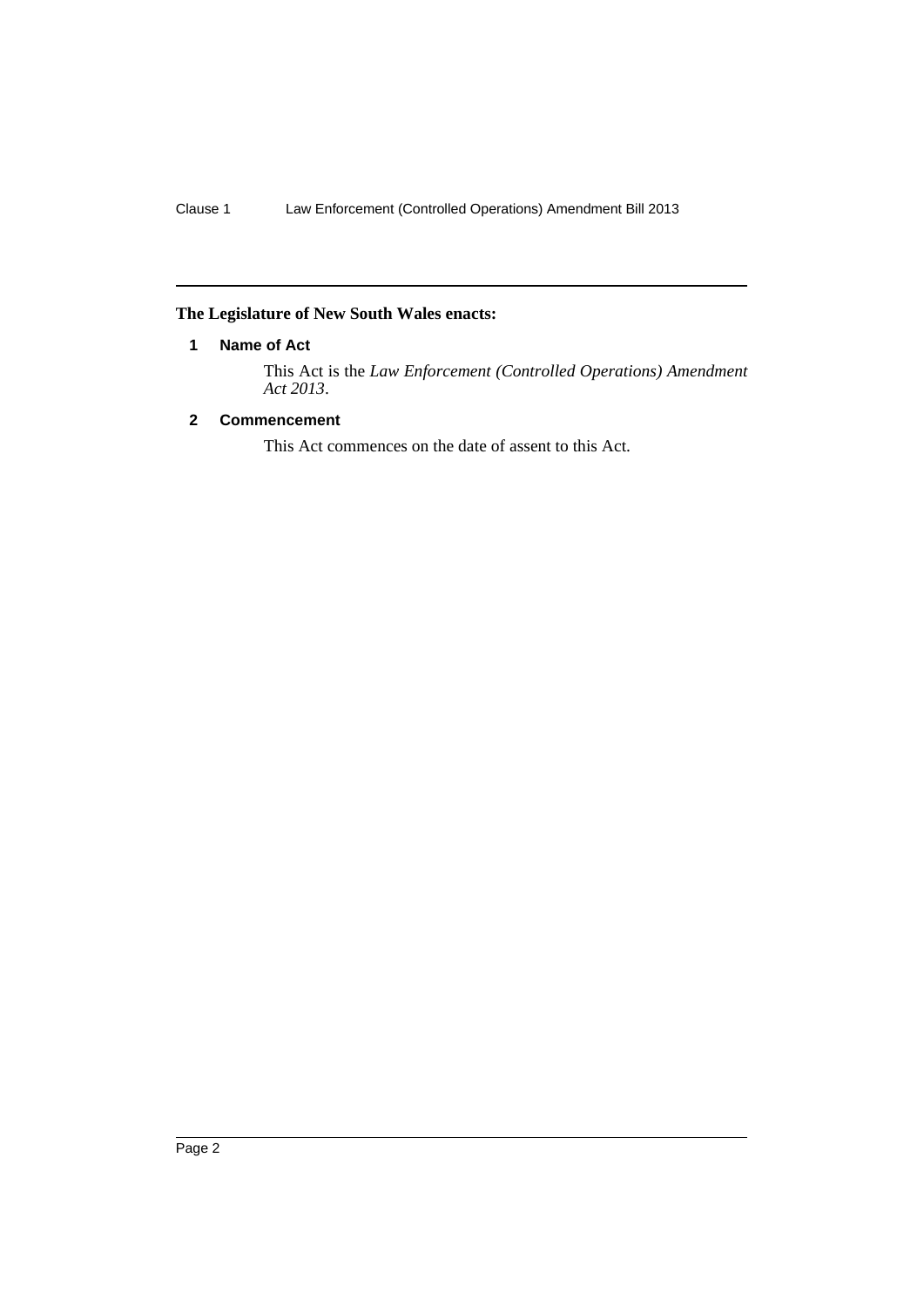**The Legislature of New South Wales enacts:**

## 1 Name of Act

This Act is the *Law Enforcement (Controlled Operations) Amendment Act 2013*.

## 2 Commencement

This Act commences on the date of assent to this Act.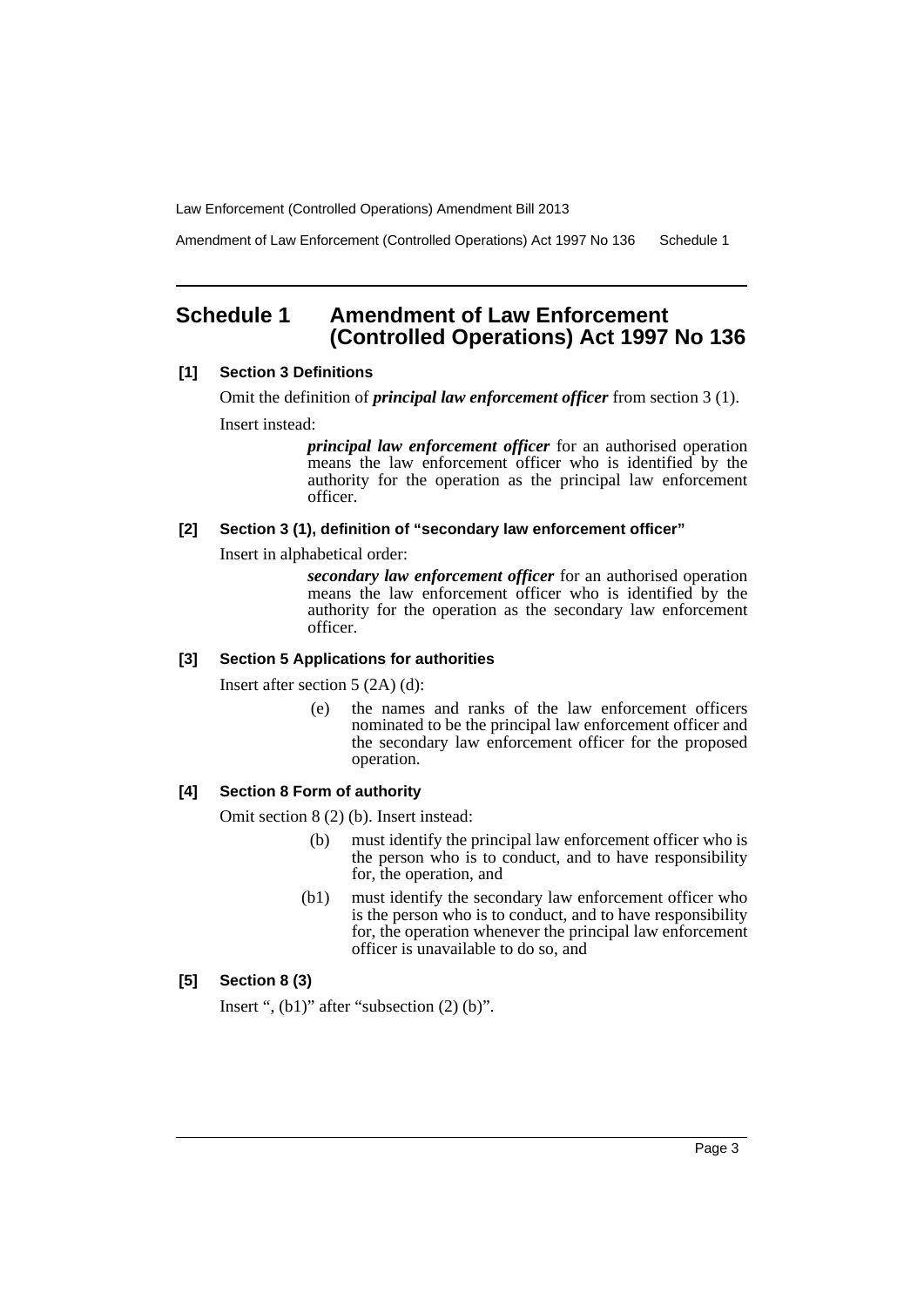# Schedule 1 Amendment of Law Enforcement (Controlled Operations) Act 1997 No 136

**[1] Section 3 Definitions**

Omit the definition of ***principal law enforcement officer*** from section 3 (1).

Insert instead:

> ***principal law enforcement officer*** for an authorised operation means the law enforcement officer who is identified by the authority for the operation as the principal law enforcement officer.

**[2] Section 3 (1), definition of "secondary law enforcement officer"**

Insert in alphabetical order:

> ***secondary law enforcement officer*** for an authorised operation means the law enforcement officer who is identified by the authority for the operation as the secondary law enforcement officer.

**[3] Section 5 Applications for authorities**

Insert after section 5 (2A) (d):

> (e) the names and ranks of the law enforcement officers nominated to be the principal law enforcement officer and the secondary law enforcement officer for the proposed operation.

**[4] Section 8 Form of authority**

Omit section 8 (2) (b). Insert instead:

> (b) must identify the principal law enforcement officer who is the person who is to conduct, and to have responsibility for, the operation, and
>
> (b1) must identify the secondary law enforcement officer who is the person who is to conduct, and to have responsibility for, the operation whenever the principal law enforcement officer is unavailable to do so, and

**[5] Section 8 (3)**

Insert ", (b1)" after "subsection (2) (b)".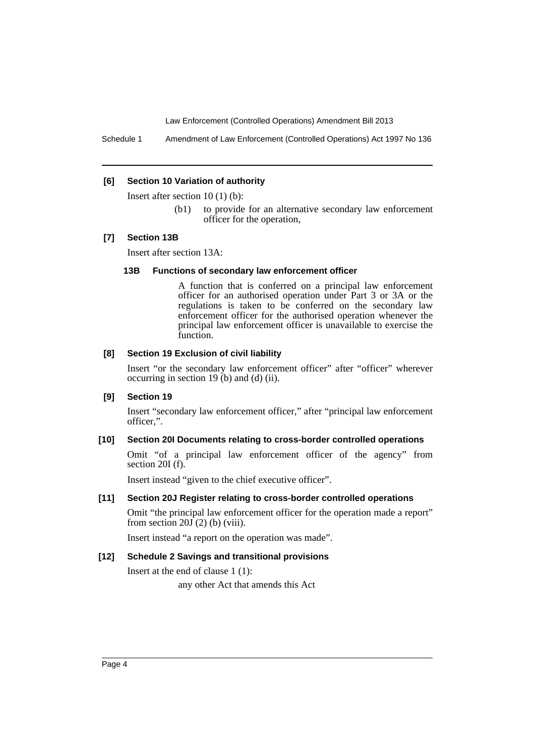**[6] Section 10 Variation of authority**

Insert after section 10 (1) (b):

> (b1) to provide for an alternative secondary law enforcement officer for the operation,

**[7] Section 13B**

Insert after section 13A:

> **13B Functions of secondary law enforcement officer**
>
> A function that is conferred on a principal law enforcement officer for an authorised operation under Part 3 or 3A or the regulations is taken to be conferred on the secondary law enforcement officer for the authorised operation whenever the principal law enforcement officer is unavailable to exercise the function.

**[8] Section 19 Exclusion of civil liability**

Insert "or the secondary law enforcement officer" after "officer" wherever occurring in section 19 (b) and (d) (ii).

**[9] Section 19**

Insert "secondary law enforcement officer," after "principal law enforcement officer,".

**[10] Section 20I Documents relating to cross-border controlled operations**

Omit "of a principal law enforcement officer of the agency" from section 20I (f).

Insert instead "given to the chief executive officer".

**[11] Section 20J Register relating to cross-border controlled operations**

Omit "the principal law enforcement officer for the operation made a report" from section 20J (2) (b) (viii).

Insert instead "a report on the operation was made".

**[12] Schedule 2 Savings and transitional provisions**

Insert at the end of clause 1 (1):

> any other Act that amends this Act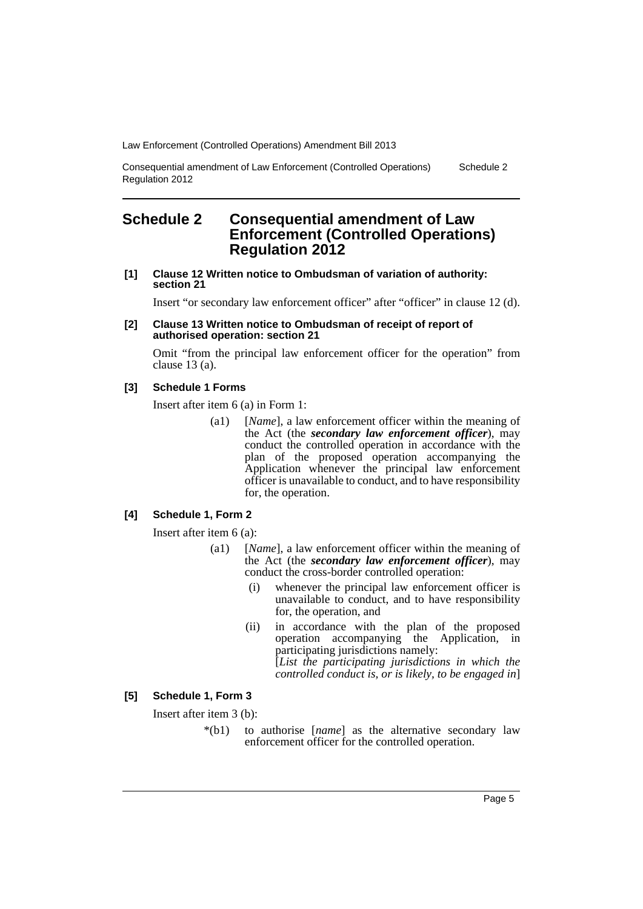# Schedule 2 Consequential amendment of Law Enforcement (Controlled Operations) Regulation 2012

**[1] Clause 12 Written notice to Ombudsman of variation of authority: section 21**

Insert "or secondary law enforcement officer" after "officer" in clause 12 (d).

**[2] Clause 13 Written notice to Ombudsman of receipt of report of authorised operation: section 21**

Omit "from the principal law enforcement officer for the operation" from clause 13 (a).

**[3] Schedule 1 Forms**

Insert after item 6 (a) in Form 1:

> (a1) [*Name*], a law enforcement officer within the meaning of the Act (the ***secondary law enforcement officer***), may conduct the controlled operation in accordance with the plan of the proposed operation accompanying the Application whenever the principal law enforcement officer is unavailable to conduct, and to have responsibility for, the operation.

**[4] Schedule 1, Form 2**

Insert after item 6 (a):

> (a1) [*Name*], a law enforcement officer within the meaning of the Act (the ***secondary law enforcement officer***), may conduct the cross-border controlled operation:
>
> (i) whenever the principal law enforcement officer is unavailable to conduct, and to have responsibility for, the operation, and
>
> (ii) in accordance with the plan of the proposed operation accompanying the Application, in participating jurisdictions namely:
> [*List the participating jurisdictions in which the controlled conduct is, or is likely, to be engaged in*]

**[5] Schedule 1, Form 3**

Insert after item 3 (b):

> *(b1) to authorise [*name*] as the alternative secondary law enforcement officer for the controlled operation.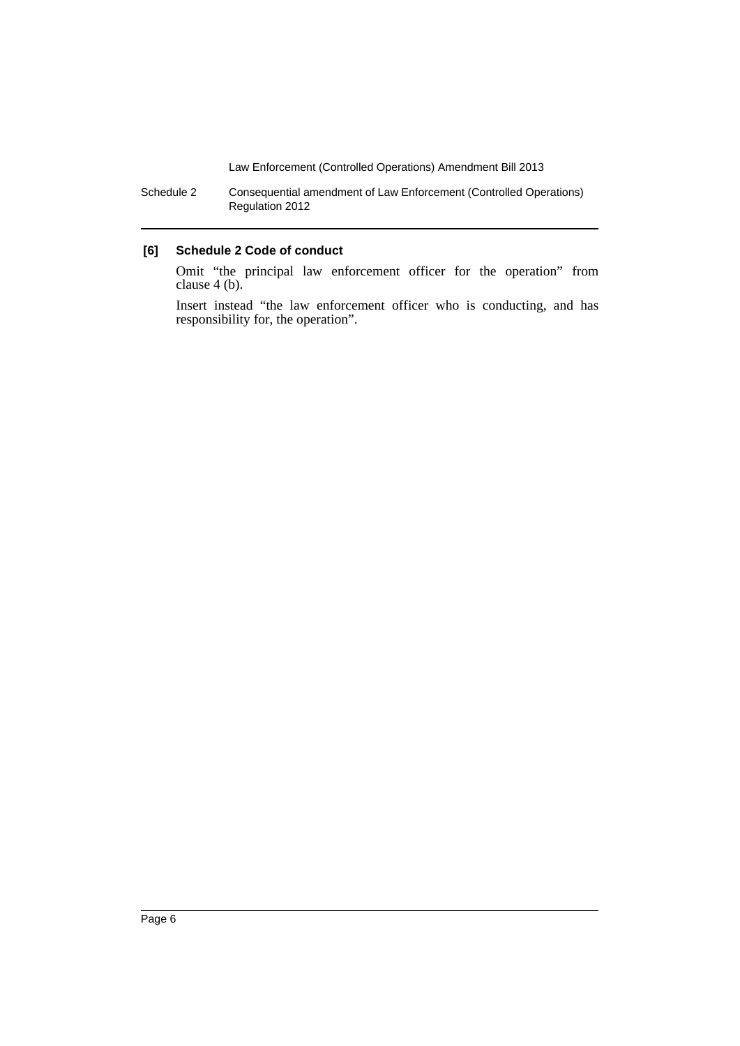**[6] Schedule 2 Code of conduct**

Omit "the principal law enforcement officer for the operation" from clause 4 (b).

Insert instead "the law enforcement officer who is conducting, and has responsibility for, the operation".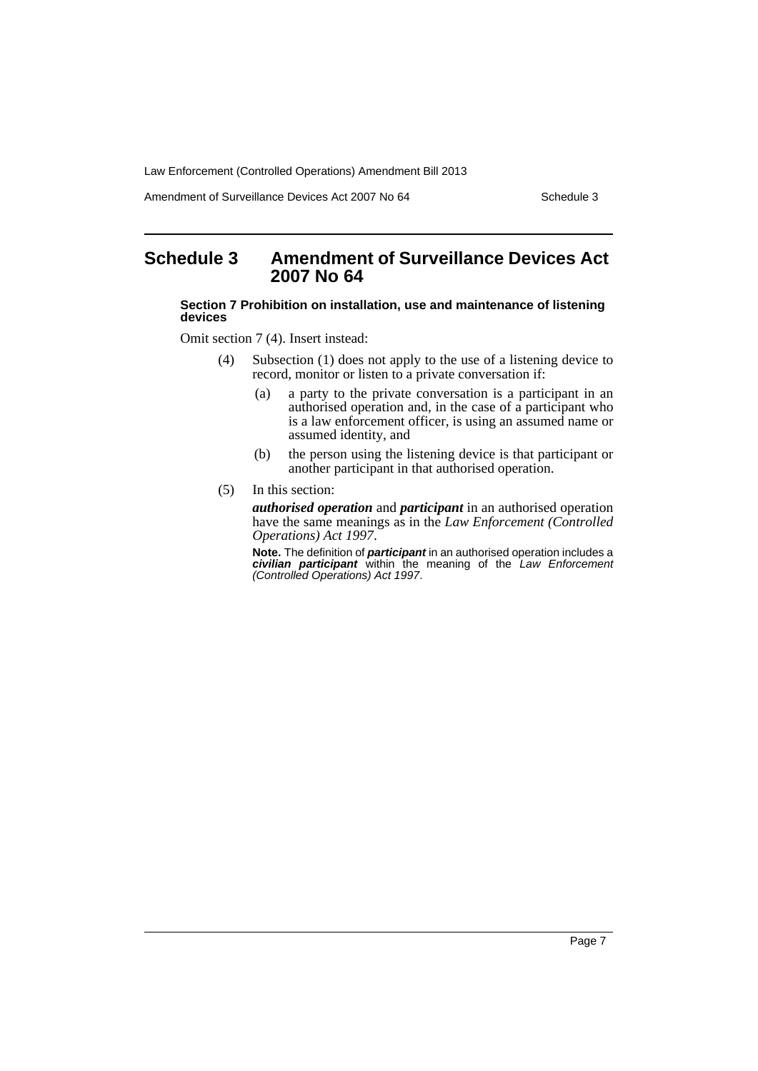# Schedule 3 Amendment of Surveillance Devices Act 2007 No 64

#### Section 7 Prohibition on installation, use and maintenance of listening devices

Omit section 7 (4). Insert instead:

(4) Subsection (1) does not apply to the use of a listening device to record, monitor or listen to a private conversation if:

- (a) a party to the private conversation is a participant in an authorised operation and, in the case of a participant who is a law enforcement officer, is using an assumed name or assumed identity, and
- (b) the person using the listening device is that participant or another participant in that authorised operation.

(5) In this section:

***authorised operation*** and ***participant*** in an authorised operation have the same meanings as in the *Law Enforcement (Controlled Operations) Act 1997*.

**Note.** The definition of ***participant*** in an authorised operation includes a ***civilian participant*** within the meaning of the *Law Enforcement (Controlled Operations) Act 1997*.